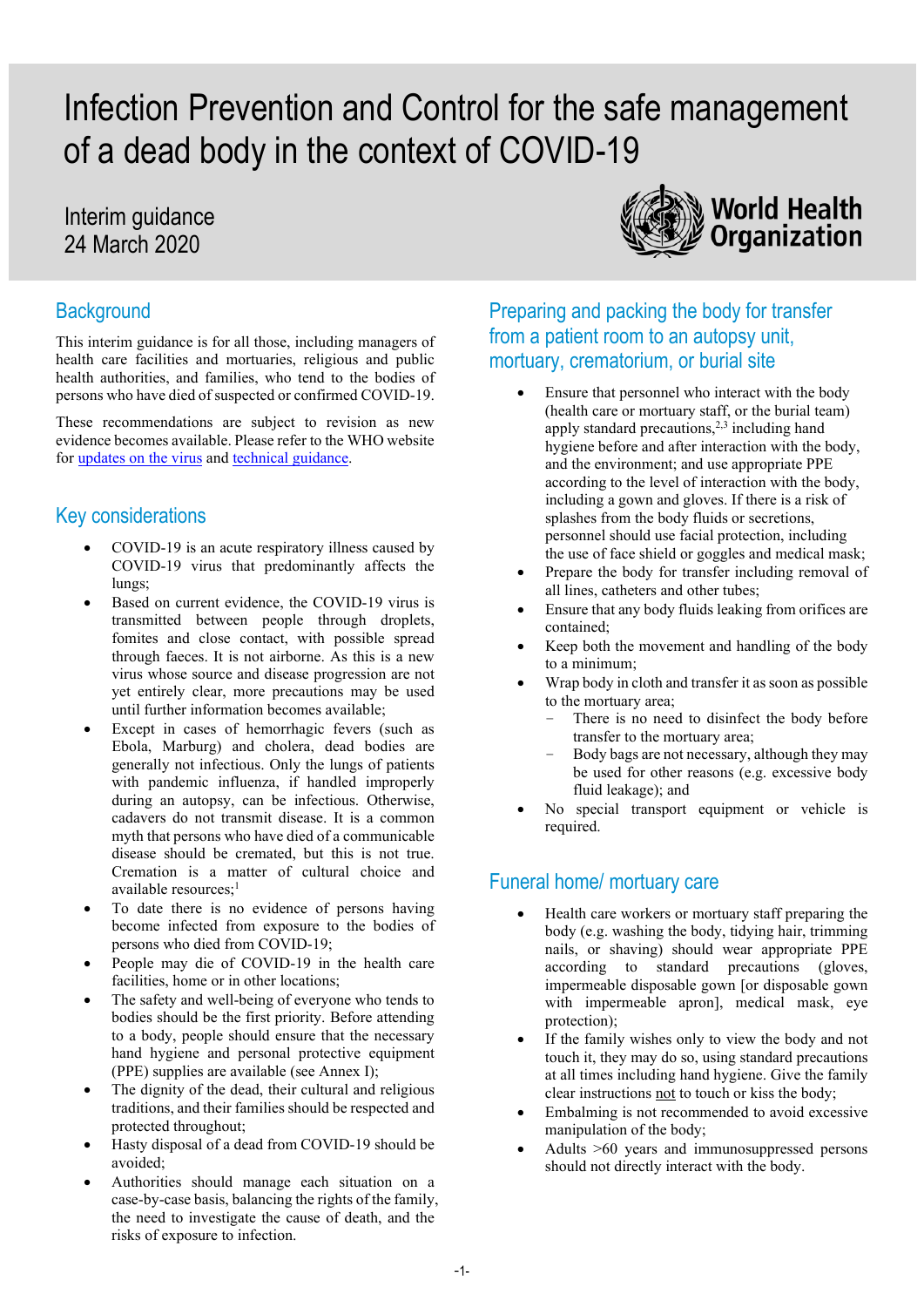# Infection Prevention and Control for the safe management of a dead body in the context of COVID-19

Interim guidance
24 March 2020

World Health Organization

## Background

This interim guidance is for all those, including managers of health care facilities and mortuaries, religious and public health authorities, and families, who tend to the bodies of persons who have died of suspected or confirmed COVID-19.

These recommendations are subject to revision as new evidence becomes available. Please refer to the WHO website for updates on the virus and technical guidance.

## Key considerations

- COVID-19 is an acute respiratory illness caused by COVID-19 virus that predominantly affects the lungs;
- Based on current evidence, the COVID-19 virus is transmitted between people through droplets, fomites and close contact, with possible spread through faeces. It is not airborne. As this is a new virus whose source and disease progression are not yet entirely clear, more precautions may be used until further information becomes available;
- Except in cases of hemorrhagic fevers (such as Ebola, Marburg) and cholera, dead bodies are generally not infectious. Only the lungs of patients with pandemic influenza, if handled improperly during an autopsy, can be infectious. Otherwise, cadavers do not transmit disease. It is a common myth that persons who have died of a communicable disease should be cremated, but this is not true. Cremation is a matter of cultural choice and available resources;[1]
- To date there is no evidence of persons having become infected from exposure to the bodies of persons who died from COVID-19;
- People may die of COVID-19 in the health care facilities, home or in other locations;
- The safety and well-being of everyone who tends to bodies should be the first priority. Before attending to a body, people should ensure that the necessary hand hygiene and personal protective equipment (PPE) supplies are available (see Annex I);
- The dignity of the dead, their cultural and religious traditions, and their families should be respected and protected throughout;
- Hasty disposal of a dead from COVID-19 should be avoided;
- Authorities should manage each situation on a case-by-case basis, balancing the rights of the family, the need to investigate the cause of death, and the risks of exposure to infection.

## Preparing and packing the body for transfer from a patient room to an autopsy unit, mortuary, crematorium, or burial site

- Ensure that personnel who interact with the body (health care or mortuary staff, or the burial team) apply standard precautions,[2,3] including hand hygiene before and after interaction with the body, and the environment; and use appropriate PPE according to the level of interaction with the body, including a gown and gloves. If there is a risk of splashes from the body fluids or secretions, personnel should use facial protection, including the use of face shield or goggles and medical mask;
- Prepare the body for transfer including removal of all lines, catheters and other tubes;
- Ensure that any body fluids leaking from orifices are contained;
- Keep both the movement and handling of the body to a minimum;
- Wrap body in cloth and transfer it as soon as possible to the mortuary area;
  - There is no need to disinfect the body before transfer to the mortuary area;
  - Body bags are not necessary, although they may be used for other reasons (e.g. excessive body fluid leakage); and
- No special transport equipment or vehicle is required.

## Funeral home/ mortuary care

- Health care workers or mortuary staff preparing the body (e.g. washing the body, tidying hair, trimming nails, or shaving) should wear appropriate PPE according to standard precautions (gloves, impermeable disposable gown [or disposable gown with impermeable apron], medical mask, eye protection);
- If the family wishes only to view the body and not touch it, they may do so, using standard precautions at all times including hand hygiene. Give the family clear instructions not to touch or kiss the body;
- Embalming is not recommended to avoid excessive manipulation of the body;
- Adults >60 years and immunosuppressed persons should not directly interact with the body.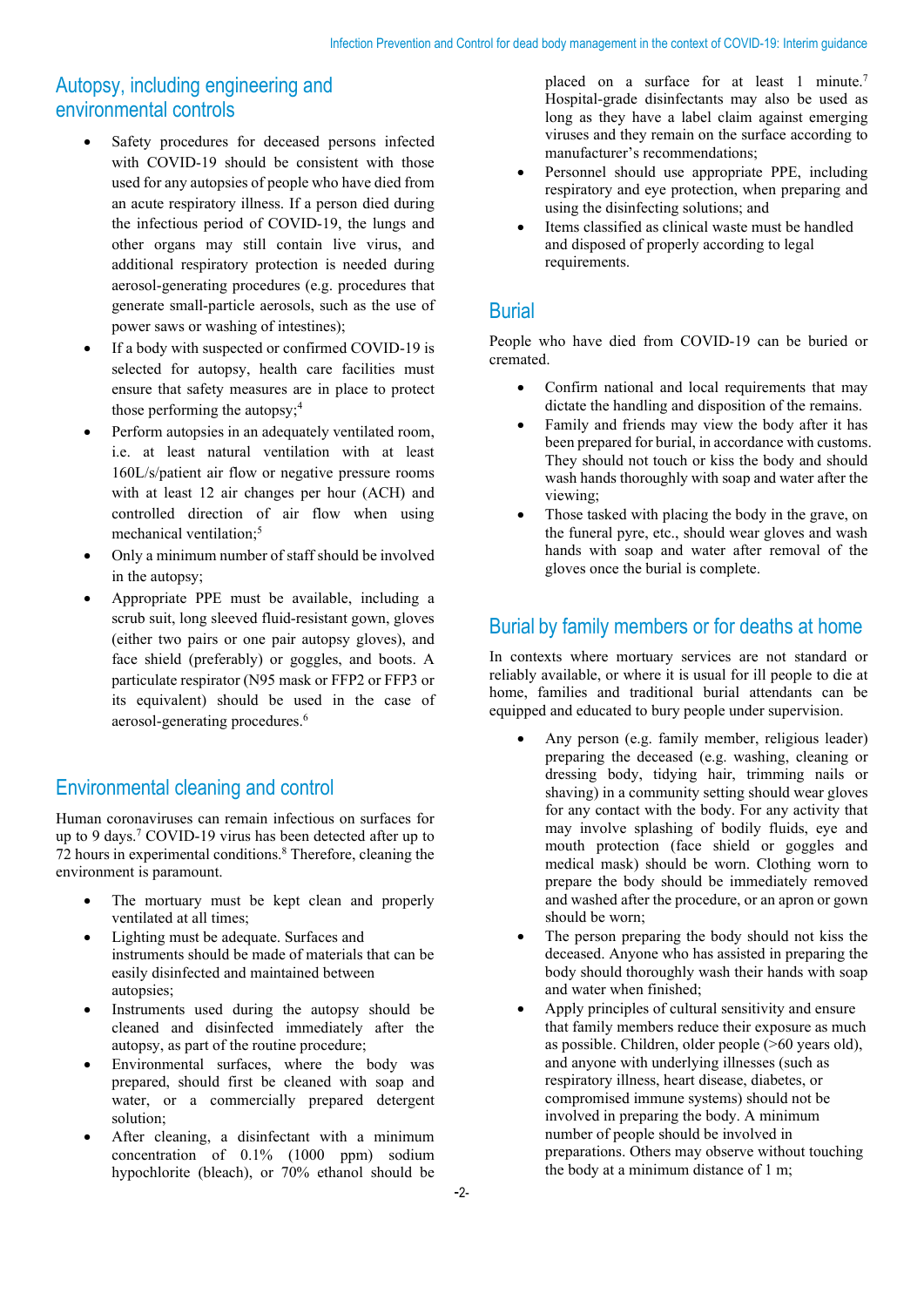## Autopsy, including engineering and environmental controls

- Safety procedures for deceased persons infected with COVID-19 should be consistent with those used for any autopsies of people who have died from an acute respiratory illness. If a person died during the infectious period of COVID-19, the lungs and other organs may still contain live virus, and additional respiratory protection is needed during aerosol-generating procedures (e.g. procedures that generate small-particle aerosols, such as the use of power saws or washing of intestines);
- If a body with suspected or confirmed COVID-19 is selected for autopsy, health care facilities must ensure that safety measures are in place to protect those performing the autopsy;[4]
- Perform autopsies in an adequately ventilated room, i.e. at least natural ventilation with at least 160L/s/patient air flow or negative pressure rooms with at least 12 air changes per hour (ACH) and controlled direction of air flow when using mechanical ventilation;[5]
- Only a minimum number of staff should be involved in the autopsy;
- Appropriate PPE must be available, including a scrub suit, long sleeved fluid-resistant gown, gloves (either two pairs or one pair autopsy gloves), and face shield (preferably) or goggles, and boots. A particulate respirator (N95 mask or FFP2 or FFP3 or its equivalent) should be used in the case of aerosol-generating procedures.[6]

## Environmental cleaning and control

Human coronaviruses can remain infectious on surfaces for up to 9 days.[7] COVID-19 virus has been detected after up to 72 hours in experimental conditions.[8] Therefore, cleaning the environment is paramount.

- The mortuary must be kept clean and properly ventilated at all times;
- Lighting must be adequate. Surfaces and instruments should be made of materials that can be easily disinfected and maintained between autopsies;
- Instruments used during the autopsy should be cleaned and disinfected immediately after the autopsy, as part of the routine procedure;
- Environmental surfaces, where the body was prepared, should first be cleaned with soap and water, or a commercially prepared detergent solution;
- After cleaning, a disinfectant with a minimum concentration of 0.1% (1000 ppm) sodium hypochlorite (bleach), or 70% ethanol should be placed on a surface for at least 1 minute.[7] Hospital-grade disinfectants may also be used as long as they have a label claim against emerging viruses and they remain on the surface according to manufacturer's recommendations;
- Personnel should use appropriate PPE, including respiratory and eye protection, when preparing and using the disinfecting solutions; and
- Items classified as clinical waste must be handled and disposed of properly according to legal requirements.

## Burial

People who have died from COVID-19 can be buried or cremated.

- Confirm national and local requirements that may dictate the handling and disposition of the remains.
- Family and friends may view the body after it has been prepared for burial, in accordance with customs. They should not touch or kiss the body and should wash hands thoroughly with soap and water after the viewing;
- Those tasked with placing the body in the grave, on the funeral pyre, etc., should wear gloves and wash hands with soap and water after removal of the gloves once the burial is complete.

## Burial by family members or for deaths at home

In contexts where mortuary services are not standard or reliably available, or where it is usual for ill people to die at home, families and traditional burial attendants can be equipped and educated to bury people under supervision.

- Any person (e.g. family member, religious leader) preparing the deceased (e.g. washing, cleaning or dressing body, tidying hair, trimming nails or shaving) in a community setting should wear gloves for any contact with the body. For any activity that may involve splashing of bodily fluids, eye and mouth protection (face shield or goggles and medical mask) should be worn. Clothing worn to prepare the body should be immediately removed and washed after the procedure, or an apron or gown should be worn;
- The person preparing the body should not kiss the deceased. Anyone who has assisted in preparing the body should thoroughly wash their hands with soap and water when finished;
- Apply principles of cultural sensitivity and ensure that family members reduce their exposure as much as possible. Children, older people (>60 years old), and anyone with underlying illnesses (such as respiratory illness, heart disease, diabetes, or compromised immune systems) should not be involved in preparing the body. A minimum number of people should be involved in preparations. Others may observe without touching the body at a minimum distance of 1 m;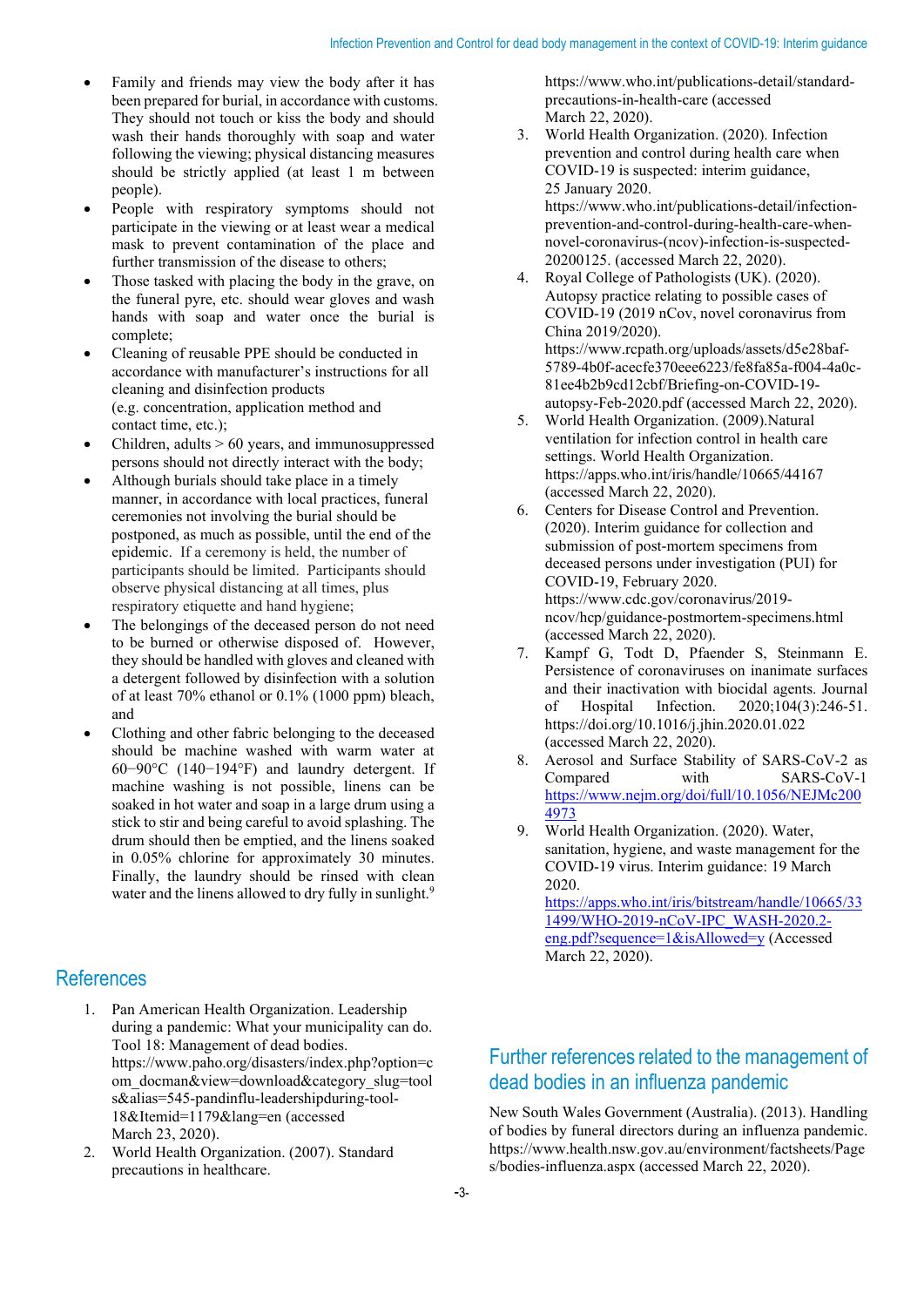- Family and friends may view the body after it has been prepared for burial, in accordance with customs. They should not touch or kiss the body and should wash their hands thoroughly with soap and water following the viewing; physical distancing measures should be strictly applied (at least 1 m between people).
- People with respiratory symptoms should not participate in the viewing or at least wear a medical mask to prevent contamination of the place and further transmission of the disease to others;
- Those tasked with placing the body in the grave, on the funeral pyre, etc. should wear gloves and wash hands with soap and water once the burial is complete;
- Cleaning of reusable PPE should be conducted in accordance with manufacturer's instructions for all cleaning and disinfection products (e.g. concentration, application method and contact time, etc.);
- Children, adults > 60 years, and immunosuppressed persons should not directly interact with the body;
- Although burials should take place in a timely manner, in accordance with local practices, funeral ceremonies not involving the burial should be postponed, as much as possible, until the end of the epidemic. If a ceremony is held, the number of participants should be limited. Participants should observe physical distancing at all times, plus respiratory etiquette and hand hygiene;
- The belongings of the deceased person do not need to be burned or otherwise disposed of. However, they should be handled with gloves and cleaned with a detergent followed by disinfection with a solution of at least 70% ethanol or 0.1% (1000 ppm) bleach, and
- Clothing and other fabric belonging to the deceased should be machine washed with warm water at 60−90°C (140−194°F) and laundry detergent. If machine washing is not possible, linens can be soaked in hot water and soap in a large drum using a stick to stir and being careful to avoid splashing. The drum should then be emptied, and the linens soaked in 0.05% chlorine for approximately 30 minutes. Finally, the laundry should be rinsed with clean water and the linens allowed to dry fully in sunlight.[9]

## References

1. Pan American Health Organization. Leadership during a pandemic: What your municipality can do. Tool 18: Management of dead bodies. https://www.paho.org/disasters/index.php?option=com_docman&view=download&category_slug=tools&alias=545-pandinflu-leadershipduring-tool-18&Itemid=1179&lang=en (accessed March 23, 2020).
2. World Health Organization. (2007). Standard precautions in healthcare. https://www.who.int/publications-detail/standard-precautions-in-health-care (accessed March 22, 2020).
3. World Health Organization. (2020). Infection prevention and control during health care when COVID-19 is suspected: interim guidance, 25 January 2020. https://www.who.int/publications-detail/infection-prevention-and-control-during-health-care-when-novel-coronavirus-(ncov)-infection-is-suspected-20200125. (accessed March 22, 2020).
4. Royal College of Pathologists (UK). (2020). Autopsy practice relating to possible cases of COVID-19 (2019 nCov, novel coronavirus from China 2019/2020). https://www.rcpath.org/uploads/assets/d5e28baf-5789-4b0f-acecfe370eee6223/fe8fa85a-f004-4a0c-81ee4b2b9cd12cbf/Briefing-on-COVID-19-autopsy-Feb-2020.pdf (accessed March 22, 2020).
5. World Health Organization. (2009).Natural ventilation for infection control in health care settings. World Health Organization. https://apps.who.int/iris/handle/10665/44167 (accessed March 22, 2020).
6. Centers for Disease Control and Prevention. (2020). Interim guidance for collection and submission of post-mortem specimens from deceased persons under investigation (PUI) for COVID-19, February 2020. https://www.cdc.gov/coronavirus/2019-ncov/hcp/guidance-postmortem-specimens.html (accessed March 22, 2020).
7. Kampf G, Todt D, Pfaender S, Steinmann E. Persistence of coronaviruses on inanimate surfaces and their inactivation with biocidal agents. Journal of Hospital Infection. 2020;104(3):246-51. https://doi.org/10.1016/j.jhin.2020.01.022 (accessed March 22, 2020).
8. Aerosol and Surface Stability of SARS-CoV-2 as Compared with SARS-CoV-1 https://www.nejm.org/doi/full/10.1056/NEJMc2004973
9. World Health Organization. (2020). Water, sanitation, hygiene, and waste management for the COVID-19 virus. Interim guidance: 19 March 2020. https://apps.who.int/iris/bitstream/handle/10665/331499/WHO-2019-nCoV-IPC_WASH-2020.2-eng.pdf?sequence=1&isAllowed=y (Accessed March 22, 2020).

## Further references related to the management of dead bodies in an influenza pandemic

New South Wales Government (Australia). (2013). Handling of bodies by funeral directors during an influenza pandemic. https://www.health.nsw.gov.au/environment/factsheets/Pages/bodies-influenza.aspx (accessed March 22, 2020).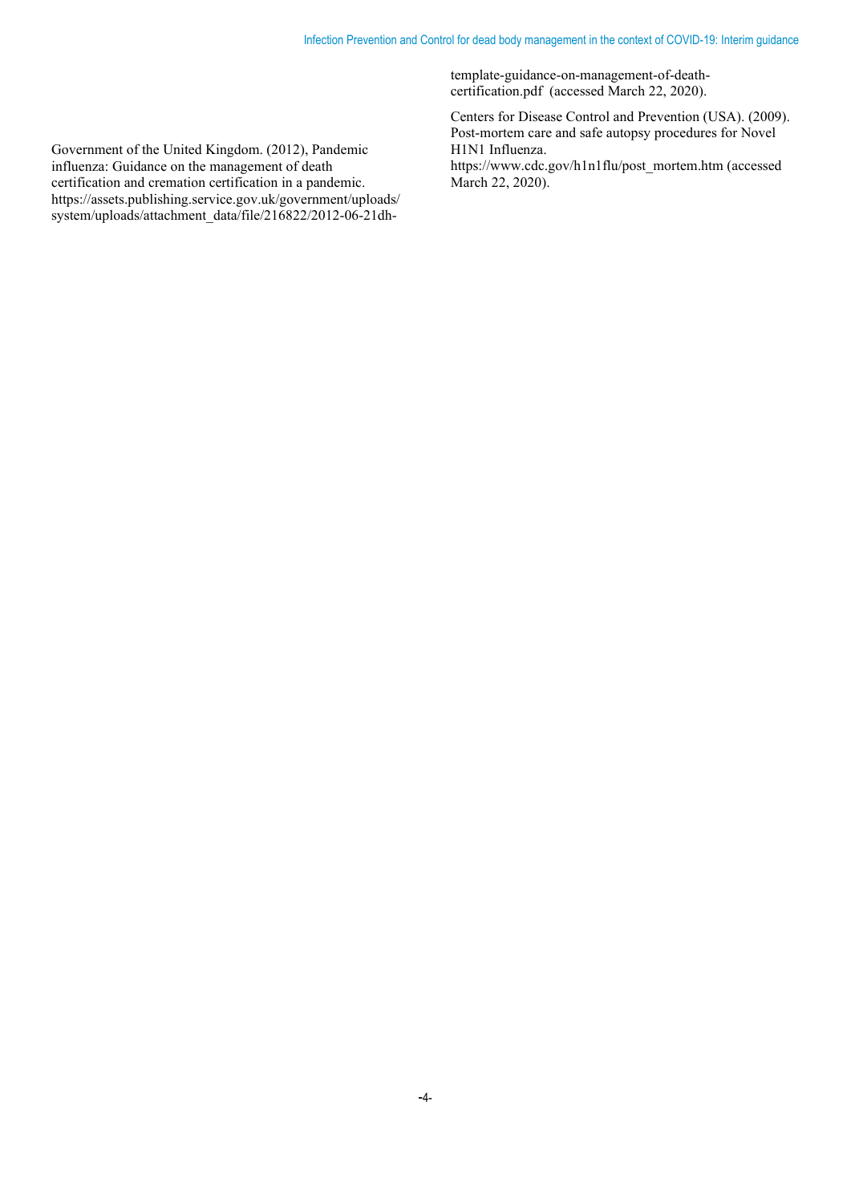Government of the United Kingdom. (2012), Pandemic influenza: Guidance on the management of death certification and cremation certification in a pandemic. https://assets.publishing.service.gov.uk/government/uploads/system/uploads/attachment_data/file/216822/2012-06-21dh-template-guidance-on-management-of-death-certification.pdf (accessed March 22, 2020).

Centers for Disease Control and Prevention (USA). (2009). Post-mortem care and safe autopsy procedures for Novel H1N1 Influenza. https://www.cdc.gov/h1n1flu/post_mortem.htm (accessed March 22, 2020).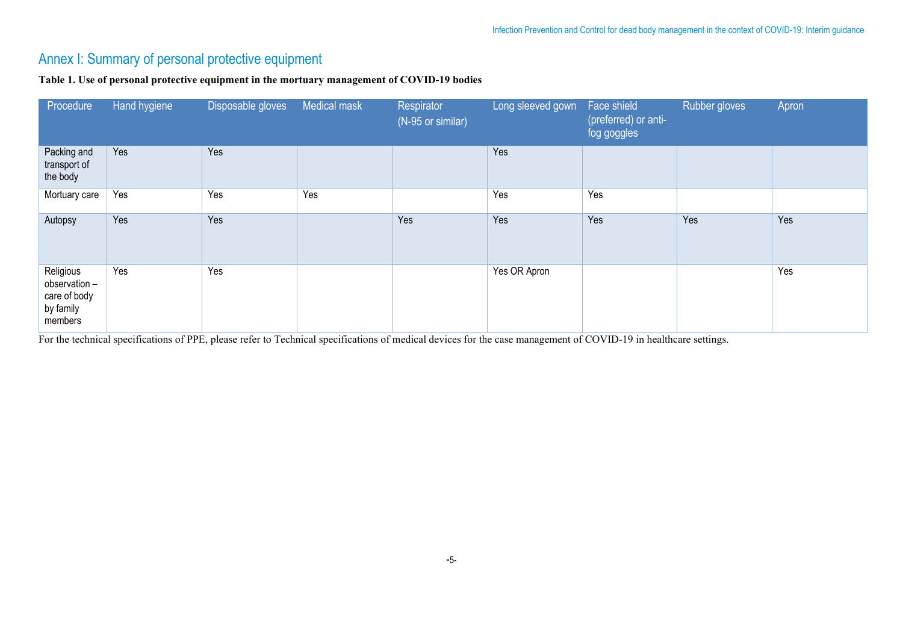## Annex I: Summary of personal protective equipment

**Table 1. Use of personal protective equipment in the mortuary management of COVID-19 bodies**

| Procedure | Hand hygiene | Disposable gloves | Medical mask | Respirator (N-95 or similar) | Long sleeved gown | Face shield (preferred) or anti-fog goggles | Rubber gloves | Apron |
|---|---|---|---|---|---|---|---|---|
| Packing and transport of the body | Yes | Yes | | | Yes | | | |
| Mortuary care | Yes | Yes | Yes | | Yes | Yes | | |
| Autopsy | Yes | Yes | | Yes | Yes | Yes | Yes | Yes |
| Religious observation – care of body by family members | Yes | Yes | | | Yes OR Apron | | | Yes |

For the technical specifications of PPE, please refer to Technical specifications of medical devices for the case management of COVID-19 in healthcare settings.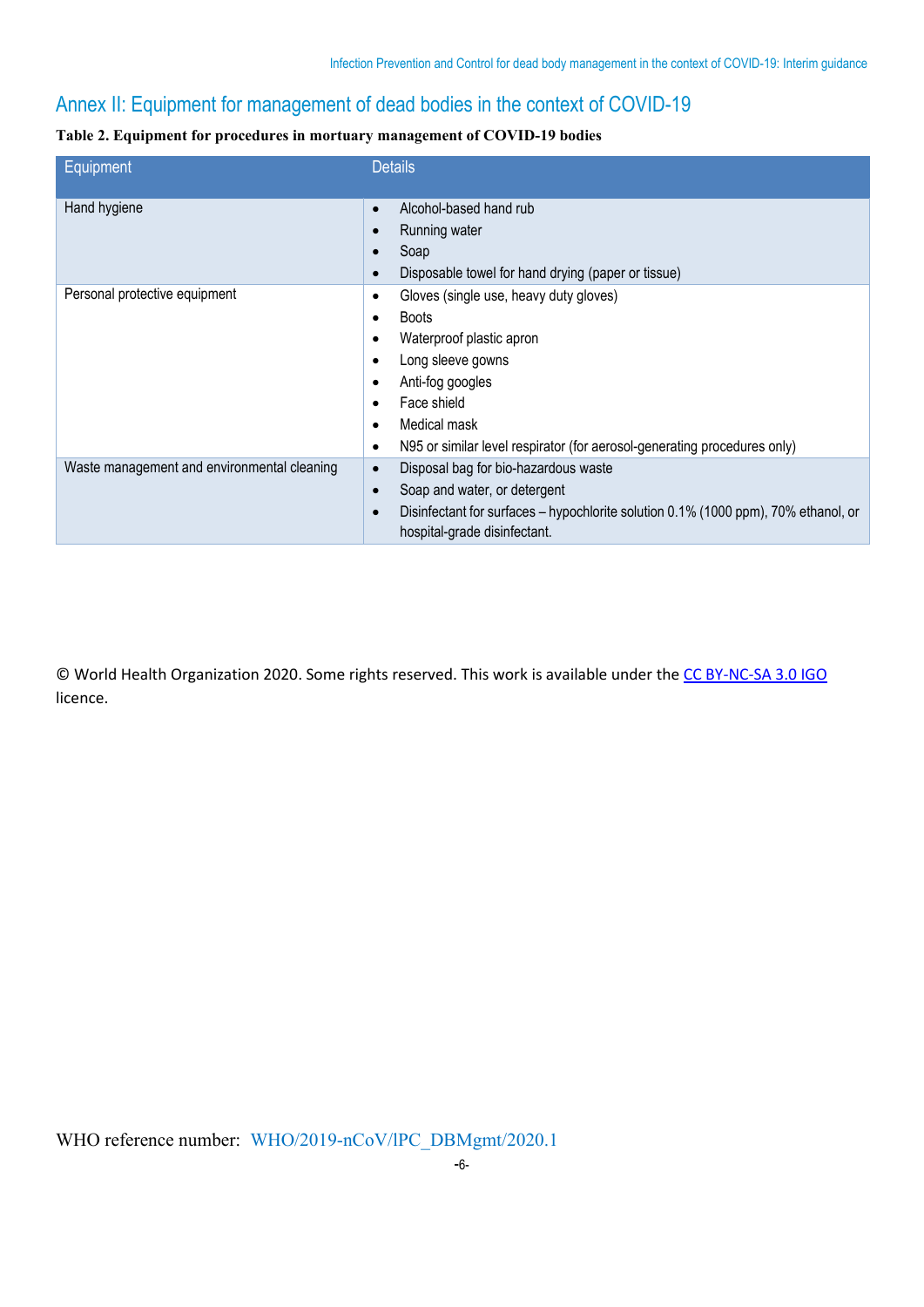## Annex II: Equipment for management of dead bodies in the context of COVID-19

**Table 2. Equipment for procedures in mortuary management of COVID-19 bodies**

| Equipment | Details |
|---|---|
| Hand hygiene | • Alcohol-based hand rub<br>• Running water<br>• Soap<br>• Disposable towel for hand drying (paper or tissue) |
| Personal protective equipment | • Gloves (single use, heavy duty gloves)<br>• Boots<br>• Waterproof plastic apron<br>• Long sleeve gowns<br>• Anti-fog googles<br>• Face shield<br>• Medical mask<br>• N95 or similar level respirator (for aerosol-generating procedures only) |
| Waste management and environmental cleaning | • Disposal bag for bio-hazardous waste<br>• Soap and water, or detergent<br>• Disinfectant for surfaces – hypochlorite solution 0.1% (1000 ppm), 70% ethanol, or hospital-grade disinfectant. |

© World Health Organization 2020. Some rights reserved. This work is available under the CC BY-NC-SA 3.0 IGO licence.

WHO reference number: WHO/2019-nCoV/IPC_DBMgmt/2020.1